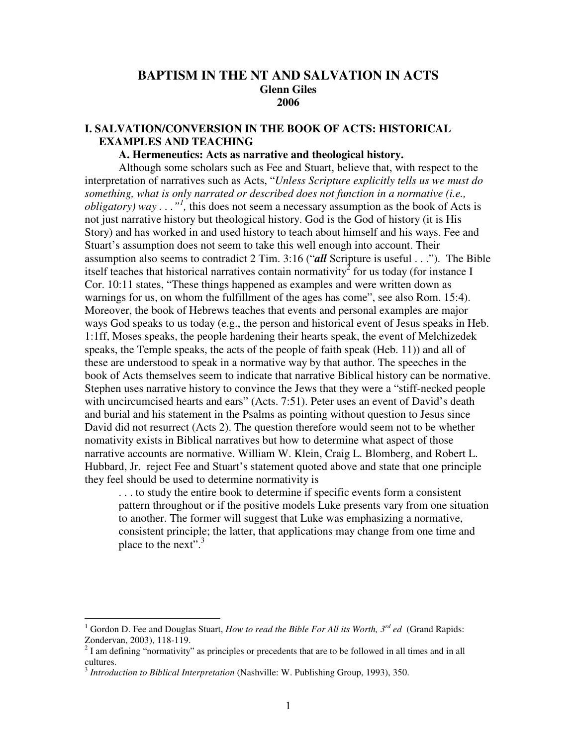# BAPTISM IN THE NT AND SALVATION IN ACTS

**Glenn Giles**

**2006**

## I. SALVATION/CONVERSION IN THE BOOK OF ACTS: HISTORICAL EXAMPLES AND TEACHING

### A. Hermeneutics: Acts as narrative and theological history.

Although some scholars such as Fee and Stuart, believe that, with respect to the interpretation of narratives such as Acts, "*Unless Scripture explicitly tells us we must do something, what is only narrated or described does not function in a normative (i.e., obligatory) way . . .*"[1], this does not seem a necessary assumption as the book of Acts is not just narrative history but theological history. God is the God of history (it is His Story) and has worked in and used history to teach about himself and his ways. Fee and Stuart's assumption does not seem to take this well enough into account. Their assumption also seems to contradict 2 Tim. 3:16 ("***all*** Scripture is useful . . ."). The Bible itself teaches that historical narratives contain normativity[2] for us today (for instance I Cor. 10:11 states, "These things happened as examples and were written down as warnings for us, on whom the fulfillment of the ages has come", see also Rom. 15:4). Moreover, the book of Hebrews teaches that events and personal examples are major ways God speaks to us today (e.g., the person and historical event of Jesus speaks in Heb. 1:1ff, Moses speaks, the people hardening their hearts speak, the event of Melchizedek speaks, the Temple speaks, the acts of the people of faith speak (Heb. 11)) and all of these are understood to speak in a normative way by that author. The speeches in the book of Acts themselves seem to indicate that narrative Biblical history can be normative. Stephen uses narrative history to convince the Jews that they were a "stiff-necked people with uncircumcised hearts and ears" (Acts. 7:51). Peter uses an event of David's death and burial and his statement in the Psalms as pointing without question to Jesus since David did not resurrect (Acts 2). The question therefore would seem not to be whether nomativity exists in Biblical narratives but how to determine what aspect of those narrative accounts are normative. William W. Klein, Craig L. Blomberg, and Robert L. Hubbard, Jr. reject Fee and Stuart's statement quoted above and state that one principle they feel should be used to determine normativity is

> . . . to study the entire book to determine if specific events form a consistent pattern throughout or if the positive models Luke presents vary from one situation to another. The former will suggest that Luke was emphasizing a normative, consistent principle; the latter, that applications may change from one time and place to the next".[3]

---

[1] Gordon D. Fee and Douglas Stuart, *How to read the Bible For All its Worth, 3rd ed* (Grand Rapids: Zondervan, 2003), 118-119.

[2] I am defining "normativity" as principles or precedents that are to be followed in all times and in all cultures.

[3] *Introduction to Biblical Interpretation* (Nashville: W. Publishing Group, 1993), 350.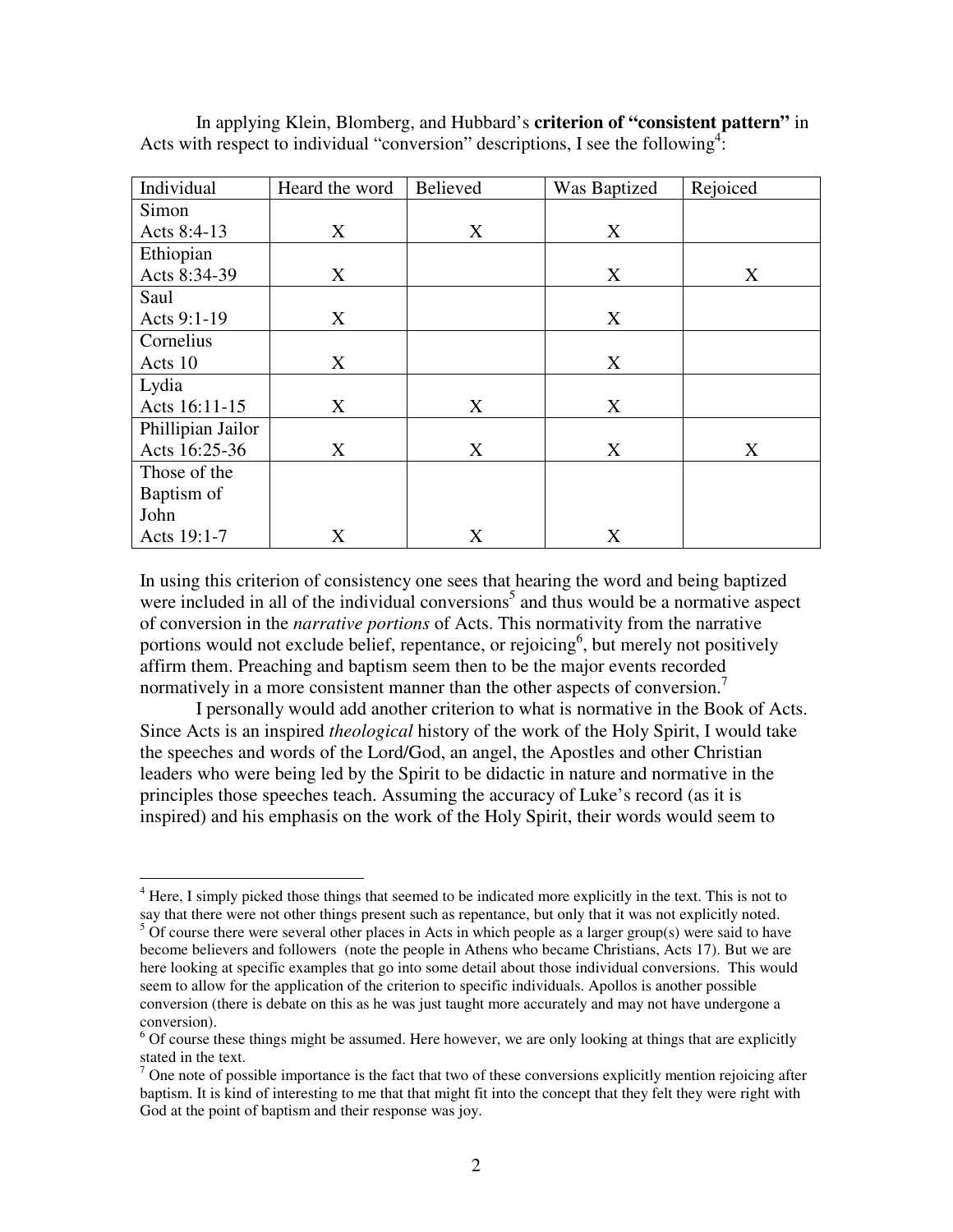In applying Klein, Blomberg, and Hubbard's **criterion of "consistent pattern"** in Acts with respect to individual "conversion" descriptions, I see the following[4]:

| Individual | Heard the word | Believed | Was Baptized | Rejoiced |
|---|---|---|---|---|
| Simon Acts 8:4-13 | X | X | X | |
| Ethiopian Acts 8:34-39 | X | | X | X |
| Saul Acts 9:1-19 | X | | X | |
| Cornelius Acts 10 | X | | X | |
| Lydia Acts 16:11-15 | X | X | X | |
| Phillipian Jailor Acts 16:25-36 | X | X | X | X |
| Those of the Baptism of John Acts 19:1-7 | X | X | X | |

In using this criterion of consistency one sees that hearing the word and being baptized were included in all of the individual conversions[5] and thus would be a normative aspect of conversion in the *narrative portions* of Acts. This normativity from the narrative portions would not exclude belief, repentance, or rejoicing[6], but merely not positively affirm them. Preaching and baptism seem then to be the major events recorded normatively in a more consistent manner than the other aspects of conversion.[7]

I personally would add another criterion to what is normative in the Book of Acts. Since Acts is an inspired *theological* history of the work of the Holy Spirit, I would take the speeches and words of the Lord/God, an angel, the Apostles and other Christian leaders who were being led by the Spirit to be didactic in nature and normative in the principles those speeches teach. Assuming the accuracy of Luke's record (as it is inspired) and his emphasis on the work of the Holy Spirit, their words would seem to

---

[4] Here, I simply picked those things that seemed to be indicated more explicitly in the text. This is not to say that there were not other things present such as repentance, but only that it was not explicitly noted.

[5] Of course there were several other places in Acts in which people as a larger group(s) were said to have become believers and followers (note the people in Athens who became Christians, Acts 17). But we are here looking at specific examples that go into some detail about those individual conversions. This would seem to allow for the application of the criterion to specific individuals. Apollos is another possible conversion (there is debate on this as he was just taught more accurately and may not have undergone a conversion).

[6] Of course these things might be assumed. Here however, we are only looking at things that are explicitly stated in the text.

[7] One note of possible importance is the fact that two of these conversions explicitly mention rejoicing after baptism. It is kind of interesting to me that that might fit into the concept that they felt they were right with God at the point of baptism and their response was joy.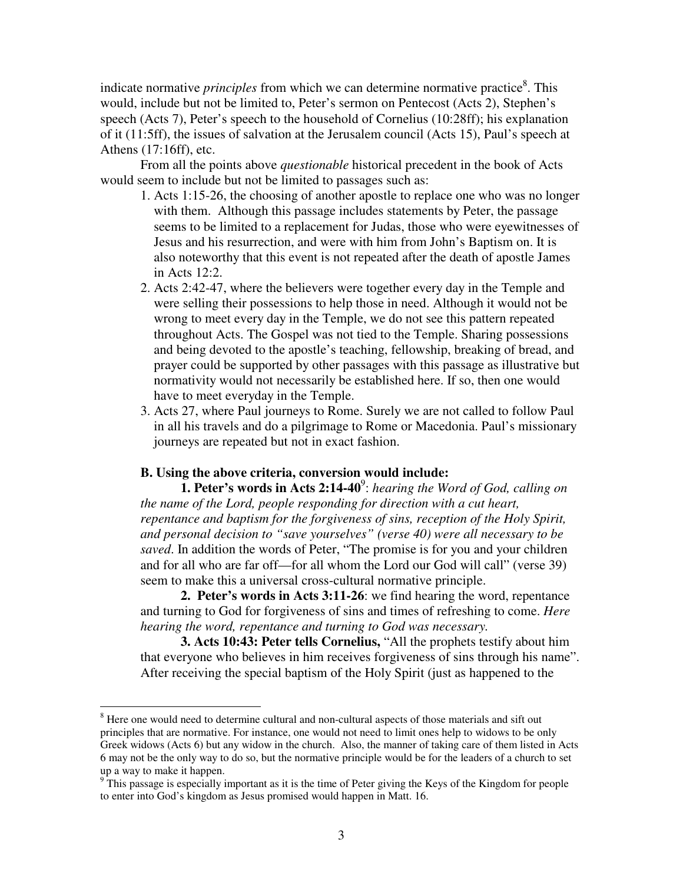indicate normative *principles* from which we can determine normative practice[8]. This would, include but not be limited to, Peter's sermon on Pentecost (Acts 2), Stephen's speech (Acts 7), Peter's speech to the household of Cornelius (10:28ff); his explanation of it (11:5ff), the issues of salvation at the Jerusalem council (Acts 15), Paul's speech at Athens (17:16ff), etc.

From all the points above *questionable* historical precedent in the book of Acts would seem to include but not be limited to passages such as:

1. Acts 1:15-26, the choosing of another apostle to replace one who was no longer with them. Although this passage includes statements by Peter, the passage seems to be limited to a replacement for Judas, those who were eyewitnesses of Jesus and his resurrection, and were with him from John's Baptism on. It is also noteworthy that this event is not repeated after the death of apostle James in Acts 12:2.
2. Acts 2:42-47, where the believers were together every day in the Temple and were selling their possessions to help those in need. Although it would not be wrong to meet every day in the Temple, we do not see this pattern repeated throughout Acts. The Gospel was not tied to the Temple. Sharing possessions and being devoted to the apostle's teaching, fellowship, breaking of bread, and prayer could be supported by other passages with this passage as illustrative but normativity would not necessarily be established here. If so, then one would have to meet everyday in the Temple.
3. Acts 27, where Paul journeys to Rome. Surely we are not called to follow Paul in all his travels and do a pilgrimage to Rome or Macedonia. Paul's missionary journeys are repeated but not in exact fashion.

**B. Using the above criteria, conversion would include:**

**1. Peter's words in Acts 2:14-40**[9]: *hearing the Word of God, calling on the name of the Lord, people responding for direction with a cut heart, repentance and baptism for the forgiveness of sins, reception of the Holy Spirit, and personal decision to "save yourselves" (verse 40) were all necessary to be saved*. In addition the words of Peter, "The promise is for you and your children and for all who are far off—for all whom the Lord our God will call" (verse 39) seem to make this a universal cross-cultural normative principle.

**2. Peter's words in Acts 3:11-26**: we find hearing the word, repentance and turning to God for forgiveness of sins and times of refreshing to come. *Here hearing the word, repentance and turning to God was necessary.*

**3. Acts 10:43: Peter tells Cornelius,** "All the prophets testify about him that everyone who believes in him receives forgiveness of sins through his name". After receiving the special baptism of the Holy Spirit (just as happened to the

---

[8] Here one would need to determine cultural and non-cultural aspects of those materials and sift out principles that are normative. For instance, one would not need to limit ones help to widows to be only Greek widows (Acts 6) but any widow in the church. Also, the manner of taking care of them listed in Acts 6 may not be the only way to do so, but the normative principle would be for the leaders of a church to set up a way to make it happen.

[9] This passage is especially important as it is the time of Peter giving the Keys of the Kingdom for people to enter into God's kingdom as Jesus promised would happen in Matt. 16.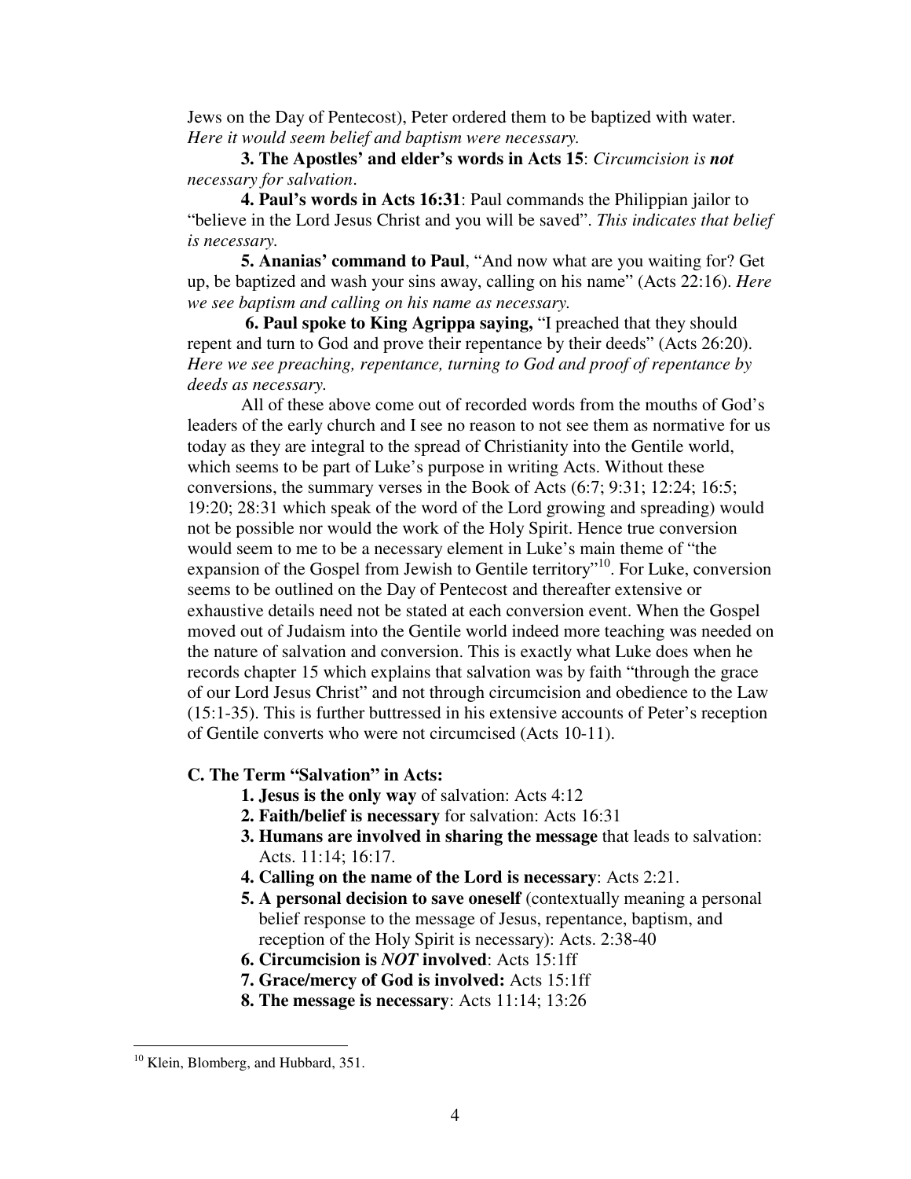Jews on the Day of Pentecost), Peter ordered them to be baptized with water. *Here it would seem belief and baptism were necessary.*

**3. The Apostles' and elder's words in Acts 15**: *Circumcision is **not** necessary for salvation*.

**4. Paul's words in Acts 16:31**: Paul commands the Philippian jailor to "believe in the Lord Jesus Christ and you will be saved". *This indicates that belief is necessary.*

**5. Ananias' command to Paul**, "And now what are you waiting for? Get up, be baptized and wash your sins away, calling on his name" (Acts 22:16). *Here we see baptism and calling on his name as necessary.*

**6. Paul spoke to King Agrippa saying,** "I preached that they should repent and turn to God and prove their repentance by their deeds" (Acts 26:20). *Here we see preaching, repentance, turning to God and proof of repentance by deeds as necessary.*

All of these above come out of recorded words from the mouths of God's leaders of the early church and I see no reason to not see them as normative for us today as they are integral to the spread of Christianity into the Gentile world, which seems to be part of Luke's purpose in writing Acts. Without these conversions, the summary verses in the Book of Acts (6:7; 9:31; 12:24; 16:5; 19:20; 28:31 which speak of the word of the Lord growing and spreading) would not be possible nor would the work of the Holy Spirit. Hence true conversion would seem to me to be a necessary element in Luke's main theme of "the expansion of the Gospel from Jewish to Gentile territory"[10]. For Luke, conversion seems to be outlined on the Day of Pentecost and thereafter extensive or exhaustive details need not be stated at each conversion event. When the Gospel moved out of Judaism into the Gentile world indeed more teaching was needed on the nature of salvation and conversion. This is exactly what Luke does when he records chapter 15 which explains that salvation was by faith "through the grace of our Lord Jesus Christ" and not through circumcision and obedience to the Law (15:1-35). This is further buttressed in his extensive accounts of Peter's reception of Gentile converts who were not circumcised (Acts 10-11).

### C. The Term "Salvation" in Acts:

1. **Jesus is the only way** of salvation: Acts 4:12
2. **Faith/belief is necessary** for salvation: Acts 16:31
3. **Humans are involved in sharing the message** that leads to salvation: Acts. 11:14; 16:17.
4. **Calling on the name of the Lord is necessary**: Acts 2:21.
5. **A personal decision to save oneself** (contextually meaning a personal belief response to the message of Jesus, repentance, baptism, and reception of the Holy Spirit is necessary): Acts. 2:38-40
6. **Circumcision is *NOT* involved**: Acts 15:1ff
7. **Grace/mercy of God is involved:** Acts 15:1ff
8. **The message is necessary**: Acts 11:14; 13:26

---

[10] Klein, Blomberg, and Hubbard, 351.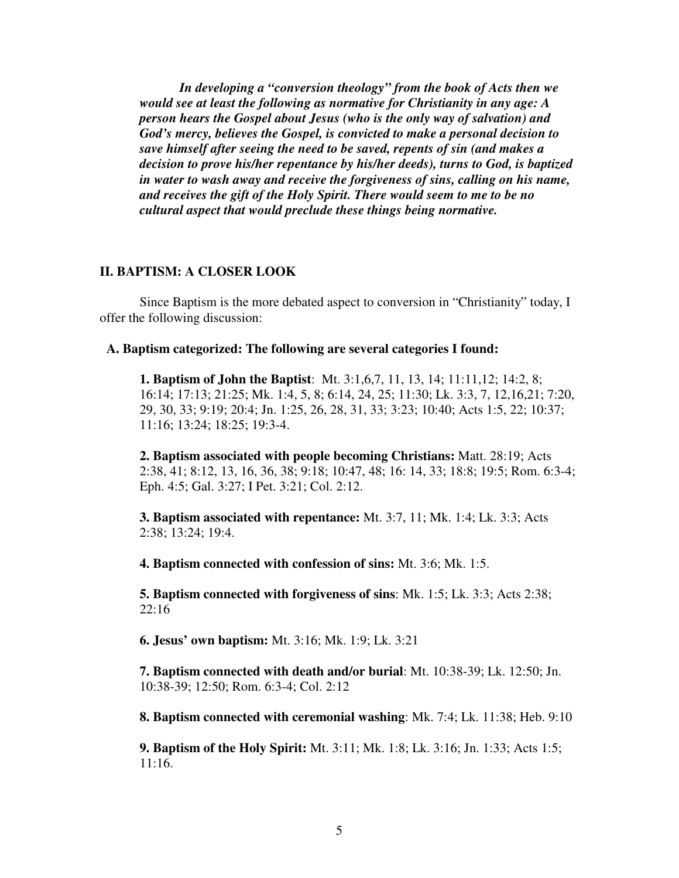***In developing a "conversion theology" from the book of Acts then we would see at least the following as normative for Christianity in any age: A person hears the Gospel about Jesus (who is the only way of salvation) and God's mercy, believes the Gospel, is convicted to make a personal decision to save himself after seeing the need to be saved, repents of sin (and makes a decision to prove his/her repentance by his/her deeds), turns to God, is baptized in water to wash away and receive the forgiveness of sins, calling on his name, and receives the gift of the Holy Spirit. There would seem to me to be no cultural aspect that would preclude these things being normative.***

## II. BAPTISM: A CLOSER LOOK

Since Baptism is the more debated aspect to conversion in "Christianity" today, I offer the following discussion:

### A. Baptism categorized: The following are several categories I found:

**1. Baptism of John the Baptist**: Mt. 3:1,6,7, 11, 13, 14; 11:11,12; 14:2, 8; 16:14; 17:13; 21:25; Mk. 1:4, 5, 8; 6:14, 24, 25; 11:30; Lk. 3:3, 7, 12,16,21; 7:20, 29, 30, 33; 9:19; 20:4; Jn. 1:25, 26, 28, 31, 33; 3:23; 10:40; Acts 1:5, 22; 10:37; 11:16; 13:24; 18:25; 19:3-4.

**2. Baptism associated with people becoming Christians:** Matt. 28:19; Acts 2:38, 41; 8:12, 13, 16, 36, 38; 9:18; 10:47, 48; 16: 14, 33; 18:8; 19:5; Rom. 6:3-4; Eph. 4:5; Gal. 3:27; I Pet. 3:21; Col. 2:12.

**3. Baptism associated with repentance:** Mt. 3:7, 11; Mk. 1:4; Lk. 3:3; Acts 2:38; 13:24; 19:4.

**4. Baptism connected with confession of sins:** Mt. 3:6; Mk. 1:5.

**5. Baptism connected with forgiveness of sins**: Mk. 1:5; Lk. 3:3; Acts 2:38; 22:16

**6. Jesus' own baptism:** Mt. 3:16; Mk. 1:9; Lk. 3:21

**7. Baptism connected with death and/or burial**: Mt. 10:38-39; Lk. 12:50; Jn. 10:38-39; 12:50; Rom. 6:3-4; Col. 2:12

**8. Baptism connected with ceremonial washing**: Mk. 7:4; Lk. 11:38; Heb. 9:10

**9. Baptism of the Holy Spirit:** Mt. 3:11; Mk. 1:8; Lk. 3:16; Jn. 1:33; Acts 1:5; 11:16.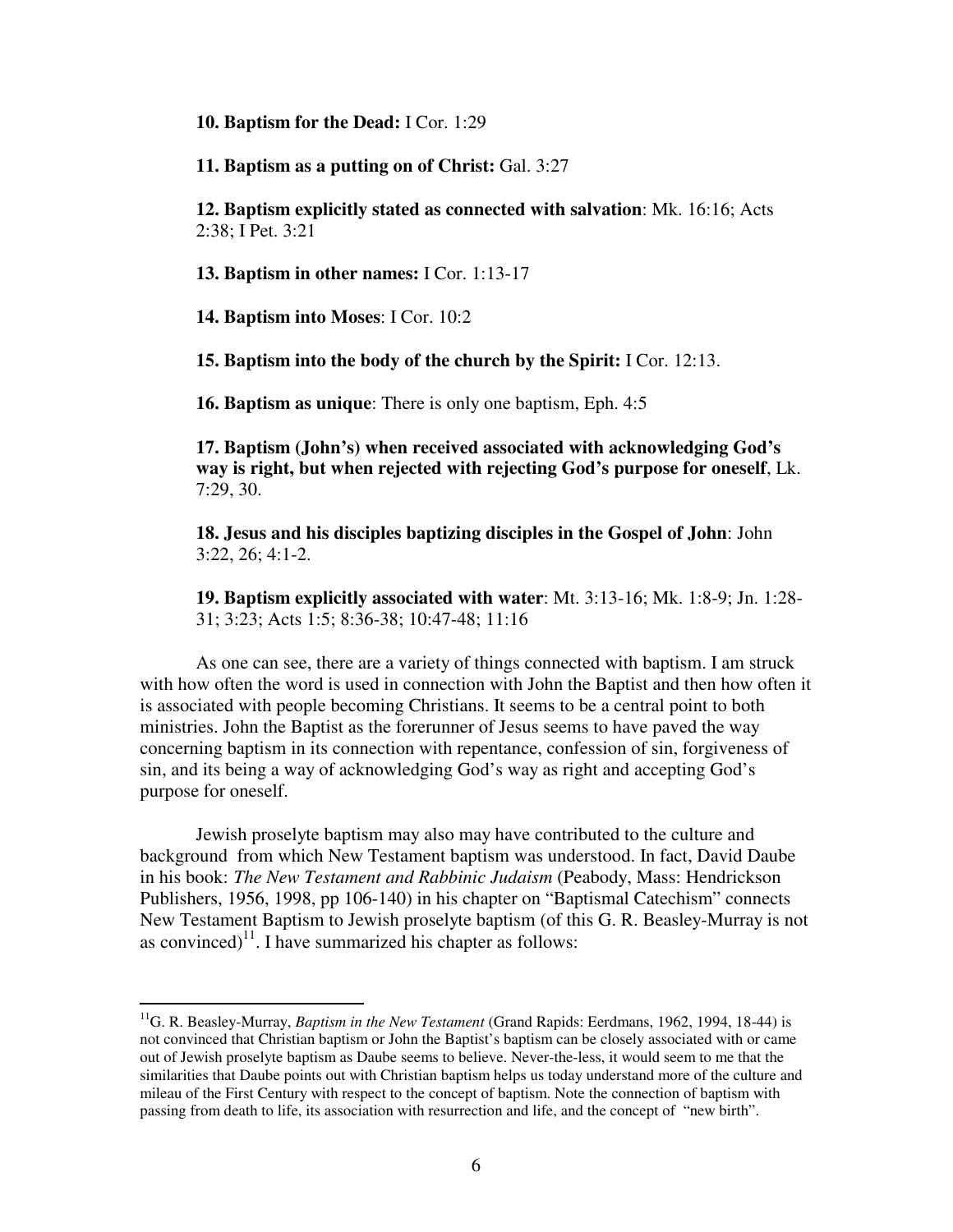**10. Baptism for the Dead:** I Cor. 1:29

**11. Baptism as a putting on of Christ:** Gal. 3:27

**12. Baptism explicitly stated as connected with salvation**: Mk. 16:16; Acts 2:38; I Pet. 3:21

**13. Baptism in other names:** I Cor. 1:13-17

**14. Baptism into Moses**: I Cor. 10:2

**15. Baptism into the body of the church by the Spirit:** I Cor. 12:13.

**16. Baptism as unique**: There is only one baptism, Eph. 4:5

**17. Baptism (John's) when received associated with acknowledging God's way is right, but when rejected with rejecting God's purpose for oneself**, Lk. 7:29, 30.

**18. Jesus and his disciples baptizing disciples in the Gospel of John**: John 3:22, 26; 4:1-2.

**19. Baptism explicitly associated with water**: Mt. 3:13-16; Mk. 1:8-9; Jn. 1:28-31; 3:23; Acts 1:5; 8:36-38; 10:47-48; 11:16

As one can see, there are a variety of things connected with baptism. I am struck with how often the word is used in connection with John the Baptist and then how often it is associated with people becoming Christians. It seems to be a central point to both ministries. John the Baptist as the forerunner of Jesus seems to have paved the way concerning baptism in its connection with repentance, confession of sin, forgiveness of sin, and its being a way of acknowledging God's way as right and accepting God's purpose for oneself.

Jewish proselyte baptism may also may have contributed to the culture and background from which New Testament baptism was understood. In fact, David Daube in his book: *The New Testament and Rabbinic Judaism* (Peabody, Mass: Hendrickson Publishers, 1956, 1998, pp 106-140) in his chapter on "Baptismal Catechism" connects New Testament Baptism to Jewish proselyte baptism (of this G. R. Beasley-Murray is not as convinced)[11]. I have summarized his chapter as follows:

---

[11] G. R. Beasley-Murray, *Baptism in the New Testament* (Grand Rapids: Eerdmans, 1962, 1994, 18-44) is not convinced that Christian baptism or John the Baptist's baptism can be closely associated with or came out of Jewish proselyte baptism as Daube seems to believe. Never-the-less, it would seem to me that the similarities that Daube points out with Christian baptism helps us today understand more of the culture and mileau of the First Century with respect to the concept of baptism. Note the connection of baptism with passing from death to life, its association with resurrection and life, and the concept of "new birth".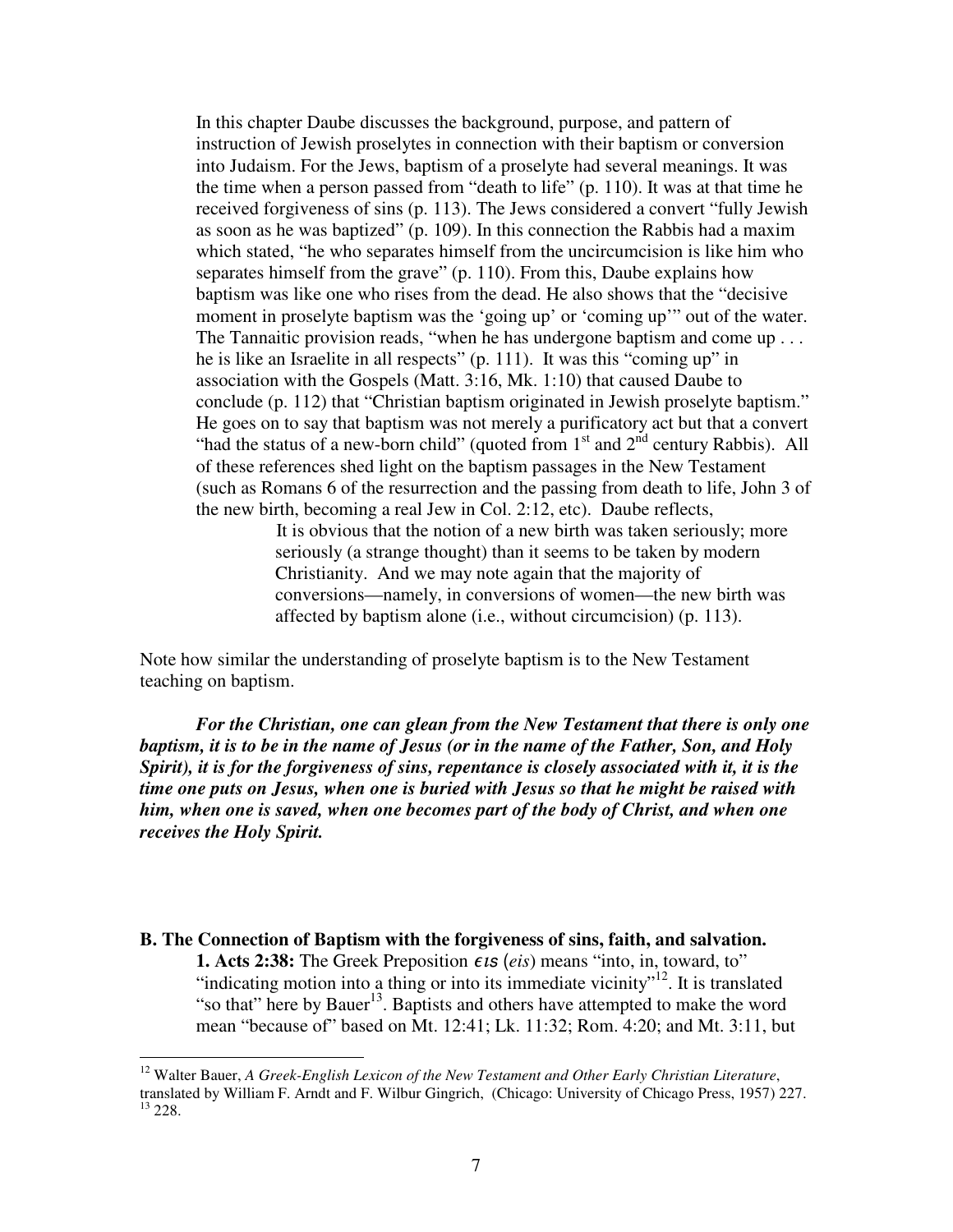In this chapter Daube discusses the background, purpose, and pattern of instruction of Jewish proselytes in connection with their baptism or conversion into Judaism. For the Jews, baptism of a proselyte had several meanings. It was the time when a person passed from "death to life" (p. 110). It was at that time he received forgiveness of sins (p. 113). The Jews considered a convert "fully Jewish as soon as he was baptized" (p. 109). In this connection the Rabbis had a maxim which stated, "he who separates himself from the uncircumcision is like him who separates himself from the grave" (p. 110). From this, Daube explains how baptism was like one who rises from the dead. He also shows that the "decisive moment in proselyte baptism was the 'going up' or 'coming up'" out of the water. The Tannaitic provision reads, "when he has undergone baptism and come up . . . he is like an Israelite in all respects" (p. 111). It was this "coming up" in association with the Gospels (Matt. 3:16, Mk. 1:10) that caused Daube to conclude (p. 112) that "Christian baptism originated in Jewish proselyte baptism." He goes on to say that baptism was not merely a purificatory act but that a convert "had the status of a new-born child" (quoted from 1st and 2nd century Rabbis). All of these references shed light on the baptism passages in the New Testament (such as Romans 6 of the resurrection and the passing from death to life, John 3 of the new birth, becoming a real Jew in Col. 2:12, etc). Daube reflects,

> It is obvious that the notion of a new birth was taken seriously; more seriously (a strange thought) than it seems to be taken by modern Christianity. And we may note again that the majority of conversions—namely, in conversions of women—the new birth was affected by baptism alone (i.e., without circumcision) (p. 113).

Note how similar the understanding of proselyte baptism is to the New Testament teaching on baptism.

***For the Christian, one can glean from the New Testament that there is only one baptism, it is to be in the name of Jesus (or in the name of the Father, Son, and Holy Spirit), it is for the forgiveness of sins, repentance is closely associated with it, it is the time one puts on Jesus, when one is buried with Jesus so that he might be raised with him, when one is saved, when one becomes part of the body of Christ, and when one receives the Holy Spirit.***

**B. The Connection of Baptism with the forgiveness of sins, faith, and salvation.**

**1. Acts 2:38:** The Greek Preposition *εις* (*eis*) means "into, in, toward, to" "indicating motion into a thing or into its immediate vicinity"[12]. It is translated "so that" here by Bauer[13]. Baptists and others have attempted to make the word mean "because of" based on Mt. 12:41; Lk. 11:32; Rom. 4:20; and Mt. 3:11, but

---

[12] Walter Bauer, *A Greek-English Lexicon of the New Testament and Other Early Christian Literature*, translated by William F. Arndt and F. Wilbur Gingrich, (Chicago: University of Chicago Press, 1957) 227.
[13] 228.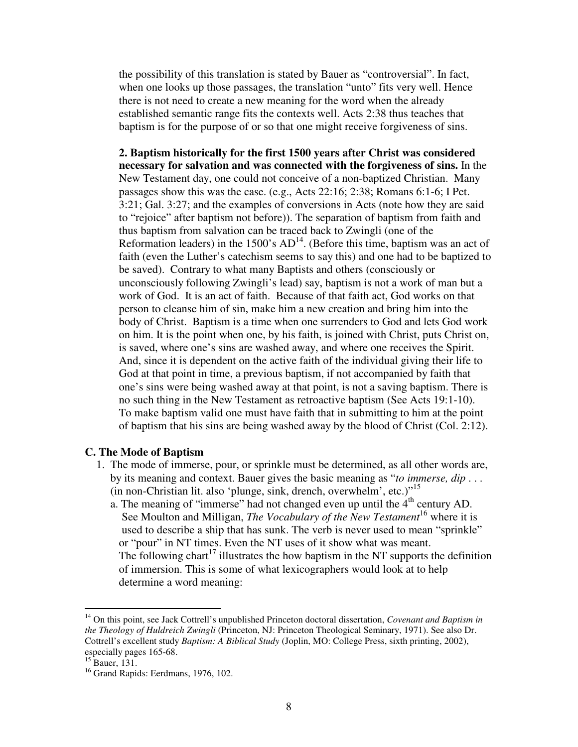the possibility of this translation is stated by Bauer as "controversial". In fact, when one looks up those passages, the translation "unto" fits very well. Hence there is not need to create a new meaning for the word when the already established semantic range fits the contexts well. Acts 2:38 thus teaches that baptism is for the purpose of or so that one might receive forgiveness of sins.

**2. Baptism historically for the first 1500 years after Christ was considered necessary for salvation and was connected with the forgiveness of sins.** In the New Testament day, one could not conceive of a non-baptized Christian. Many passages show this was the case. (e.g., Acts 22:16; 2:38; Romans 6:1-6; I Pet. 3:21; Gal. 3:27; and the examples of conversions in Acts (note how they are said to "rejoice" after baptism not before)). The separation of baptism from faith and thus baptism from salvation can be traced back to Zwingli (one of the Reformation leaders) in the 1500's AD[14]. (Before this time, baptism was an act of faith (even the Luther's catechism seems to say this) and one had to be baptized to be saved). Contrary to what many Baptists and others (consciously or unconsciously following Zwingli's lead) say, baptism is not a work of man but a work of God. It is an act of faith. Because of that faith act, God works on that person to cleanse him of sin, make him a new creation and bring him into the body of Christ. Baptism is a time when one surrenders to God and lets God work on him. It is the point when one, by his faith, is joined with Christ, puts Christ on, is saved, where one's sins are washed away, and where one receives the Spirit. And, since it is dependent on the active faith of the individual giving their life to God at that point in time, a previous baptism, if not accompanied by faith that one's sins were being washed away at that point, is not a saving baptism. There is no such thing in the New Testament as retroactive baptism (See Acts 19:1-10). To make baptism valid one must have faith that in submitting to him at the point of baptism that his sins are being washed away by the blood of Christ (Col. 2:12).

### C. The Mode of Baptism

1. The mode of immerse, pour, or sprinkle must be determined, as all other words are, by its meaning and context. Bauer gives the basic meaning as "*to immerse, dip* . . . (in non-Christian lit. also 'plunge, sink, drench, overwhelm', etc.)"[15]
   a. The meaning of "immerse" had not changed even up until the 4th century AD. See Moulton and Milligan, *The Vocabulary of the New Testament*[16] where it is used to describe a ship that has sunk. The verb is never used to mean "sprinkle" or "pour" in NT times. Even the NT uses of it show what was meant. The following chart[17] illustrates the how baptism in the NT supports the definition of immersion. This is some of what lexicographers would look at to help determine a word meaning:

---

[14] On this point, see Jack Cottrell's unpublished Princeton doctoral dissertation, *Covenant and Baptism in the Theology of Huldreich Zwingli* (Princeton, NJ: Princeton Theological Seminary, 1971). See also Dr. Cottrell's excellent study *Baptism: A Biblical Study* (Joplin, MO: College Press, sixth printing, 2002), especially pages 165-68.

[15] Bauer, 131.

[16] Grand Rapids: Eerdmans, 1976, 102.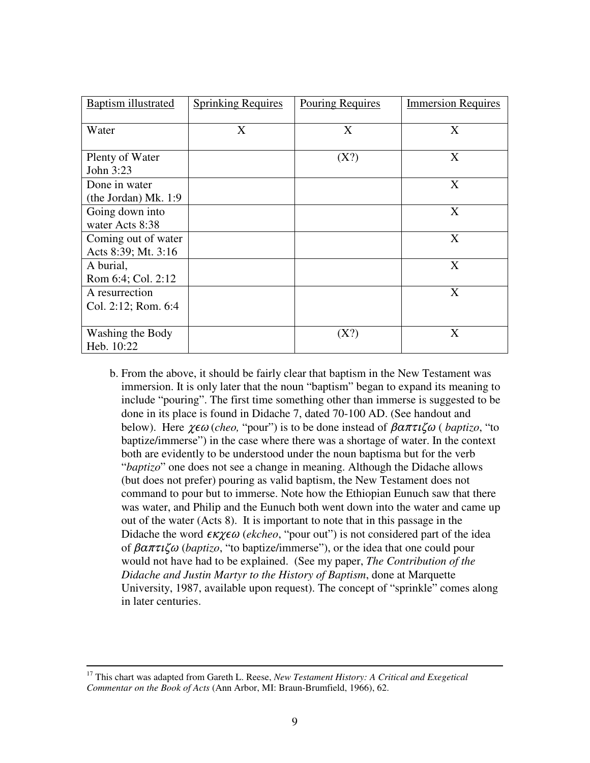| Baptism illustrated | Sprinkling Requires | Pouring Requires | Immersion Requires |
|---|---|---|---|
| Water | X | X | X |
| Plenty of Water John 3:23 | | (X?) | X |
| Done in water (the Jordan) Mk. 1:9 | | | X |
| Going down into water Acts 8:38 | | | X |
| Coming out of water Acts 8:39; Mt. 3:16 | | | X |
| A burial, Rom 6:4; Col. 2:12 | | | X |
| A resurrection Col. 2:12; Rom. 6:4 | | | X |
| Washing the Body Heb. 10:22 | | (X?) | X |

b. From the above, it should be fairly clear that baptism in the New Testament was immersion. It is only later that the noun "baptism" began to expand its meaning to include "pouring". The first time something other than immerse is suggested to be done in its place is found in Didache 7, dated 70-100 AD. (See handout and below). Here *χεω* (*cheo,* "pour") is to be done instead of *βαπτιζω* ( *baptizo*, "to baptize/immerse") in the case where there was a shortage of water. In the context both are evidently to be understood under the noun baptisma but for the verb "*baptizo*" one does not see a change in meaning. Although the Didache allows (but does not prefer) pouring as valid baptism, the New Testament does not command to pour but to immerse. Note how the Ethiopian Eunuch saw that there was water, and Philip and the Eunuch both went down into the water and came up out of the water (Acts 8). It is important to note that in this passage in the Didache the word *εκχεω* (*ekcheo*, "pour out") is not considered part of the idea of *βαπτιζω* (*baptizo*, "to baptize/immerse"), or the idea that one could pour would not have had to be explained. (See my paper, *The Contribution of the Didache and Justin Martyr to the History of Baptism*, done at Marquette University, 1987, available upon request). The concept of "sprinkle" comes along in later centuries.

---

[17] This chart was adapted from Gareth L. Reese, *New Testament History: A Critical and Exegetical Commentar on the Book of Acts* (Ann Arbor, MI: Braun-Brumfield, 1966), 62.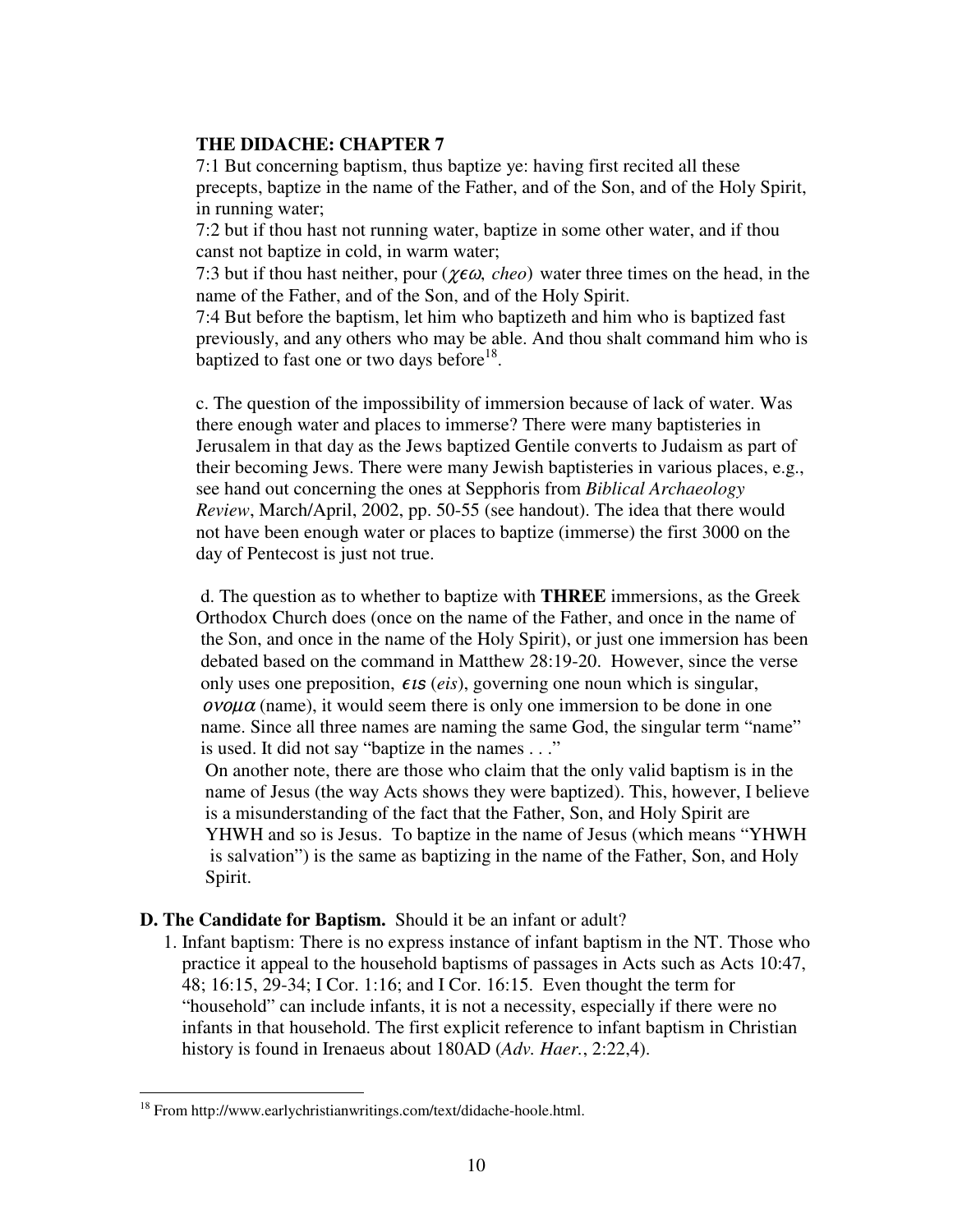**THE DIDACHE: CHAPTER 7**

7:1 But concerning baptism, thus baptize ye: having first recited all these precepts, baptize in the name of the Father, and of the Son, and of the Holy Spirit, in running water;

7:2 but if thou hast not running water, baptize in some other water, and if thou canst not baptize in cold, in warm water;

7:3 but if thou hast neither, pour (*χεω, cheo*) water three times on the head, in the name of the Father, and of the Son, and of the Holy Spirit.

7:4 But before the baptism, let him who baptizeth and him who is baptized fast previously, and any others who may be able. And thou shalt command him who is baptized to fast one or two days before[18].

c. The question of the impossibility of immersion because of lack of water. Was there enough water and places to immerse? There were many baptisteries in Jerusalem in that day as the Jews baptized Gentile converts to Judaism as part of their becoming Jews. There were many Jewish baptisteries in various places, e.g., see hand out concerning the ones at Sepphoris from *Biblical Archaeology Review*, March/April, 2002, pp. 50-55 (see handout). The idea that there would not have been enough water or places to baptize (immerse) the first 3000 on the day of Pentecost is just not true.

d. The question as to whether to baptize with **THREE** immersions, as the Greek Orthodox Church does (once on the name of the Father, and once in the name of the Son, and once in the name of the Holy Spirit), or just one immersion has been debated based on the command in Matthew 28:19-20. However, since the verse only uses one preposition, *εις* (*eis*), governing one noun which is singular, *ονομα* (name), it would seem there is only one immersion to be done in one name. Since all three names are naming the same God, the singular term "name" is used. It did not say "baptize in the names . . ."

On another note, there are those who claim that the only valid baptism is in the name of Jesus (the way Acts shows they were baptized). This, however, I believe is a misunderstanding of the fact that the Father, Son, and Holy Spirit are YHWH and so is Jesus. To baptize in the name of Jesus (which means "YHWH is salvation") is the same as baptizing in the name of the Father, Son, and Holy Spirit.

**D. The Candidate for Baptism.** Should it be an infant or adult?

1. Infant baptism: There is no express instance of infant baptism in the NT. Those who practice it appeal to the household baptisms of passages in Acts such as Acts 10:47, 48; 16:15, 29-34; I Cor. 1:16; and I Cor. 16:15. Even thought the term for "household" can include infants, it is not a necessity, especially if there were no infants in that household. The first explicit reference to infant baptism in Christian history is found in Irenaeus about 180AD (*Adv. Haer.*, 2:22,4).

---

[18] From http://www.earlychristianwritings.com/text/didache-hoole.html.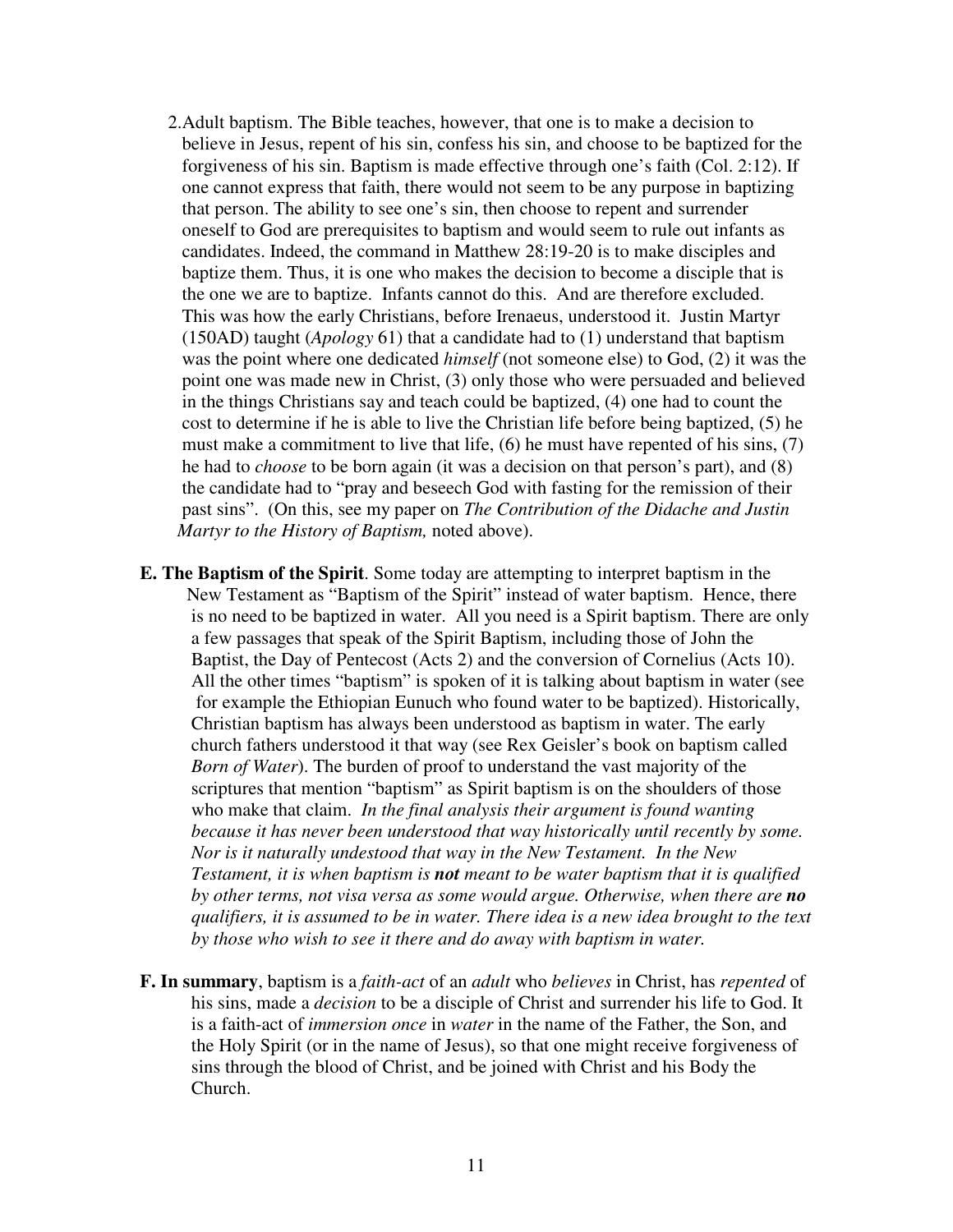2. Adult baptism. The Bible teaches, however, that one is to make a decision to believe in Jesus, repent of his sin, confess his sin, and choose to be baptized for the forgiveness of his sin. Baptism is made effective through one's faith (Col. 2:12). If one cannot express that faith, there would not seem to be any purpose in baptizing that person. The ability to see one's sin, then choose to repent and surrender oneself to God are prerequisites to baptism and would seem to rule out infants as candidates. Indeed, the command in Matthew 28:19-20 is to make disciples and baptize them. Thus, it is one who makes the decision to become a disciple that is the one we are to baptize. Infants cannot do this. And are therefore excluded. This was how the early Christians, before Irenaeus, understood it. Justin Martyr (150AD) taught (*Apology* 61) that a candidate had to (1) understand that baptism was the point where one dedicated *himself* (not someone else) to God, (2) it was the point one was made new in Christ, (3) only those who were persuaded and believed in the things Christians say and teach could be baptized, (4) one had to count the cost to determine if he is able to live the Christian life before being baptized, (5) he must make a commitment to live that life, (6) he must have repented of his sins, (7) he had to *choose* to be born again (it was a decision on that person's part), and (8) the candidate had to "pray and beseech God with fasting for the remission of their past sins". (On this, see my paper on *The Contribution of the Didache and Justin Martyr to the History of Baptism,* noted above).

**E. The Baptism of the Spirit**. Some today are attempting to interpret baptism in the New Testament as "Baptism of the Spirit" instead of water baptism. Hence, there is no need to be baptized in water. All you need is a Spirit baptism. There are only a few passages that speak of the Spirit Baptism, including those of John the Baptist, the Day of Pentecost (Acts 2) and the conversion of Cornelius (Acts 10). All the other times "baptism" is spoken of it is talking about baptism in water (see for example the Ethiopian Eunuch who found water to be baptized). Historically, Christian baptism has always been understood as baptism in water. The early church fathers understood it that way (see Rex Geisler's book on baptism called *Born of Water*). The burden of proof to understand the vast majority of the scriptures that mention "baptism" as Spirit baptism is on the shoulders of those who make that claim. *In the final analysis their argument is found wanting because it has never been understood that way historically until recently by some. Nor is it naturally undestood that way in the New Testament. In the New Testament, it is when baptism is **not** meant to be water baptism that it is qualified by other terms, not visa versa as some would argue. Otherwise, when there are **no** qualifiers, it is assumed to be in water. There idea is a new idea brought to the text by those who wish to see it there and do away with baptism in water.*

**F. In summary**, baptism is a *faith-act* of an *adult* who *believes* in Christ, has *repented* of his sins, made a *decision* to be a disciple of Christ and surrender his life to God. It is a faith-act of *immersion once* in *water* in the name of the Father, the Son, and the Holy Spirit (or in the name of Jesus), so that one might receive forgiveness of sins through the blood of Christ, and be joined with Christ and his Body the Church.